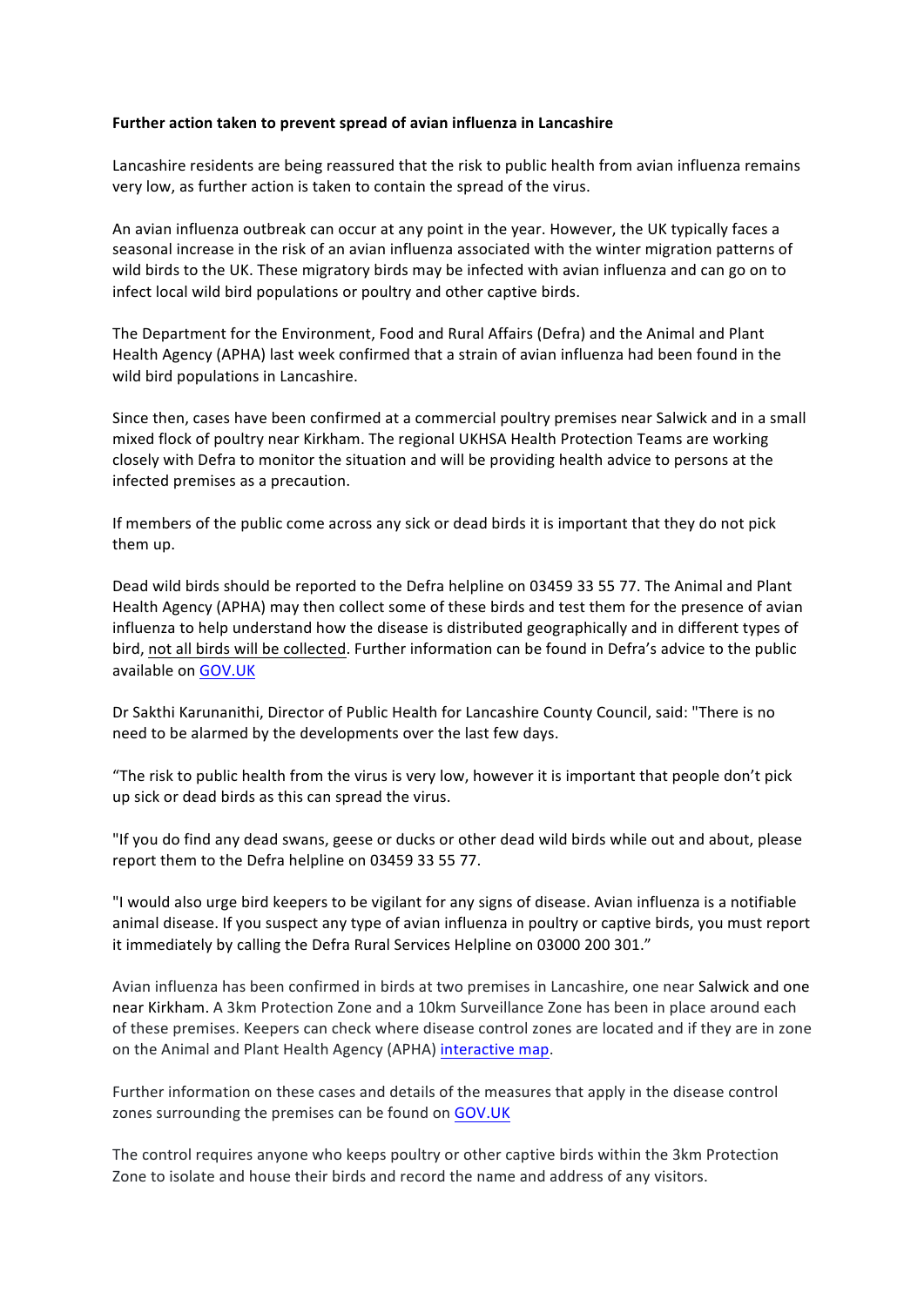**Further action taken to prevent spread of avian influenza in Lancashire**

Lancashire residents are being reassured that the risk to public health from avian influenza remains very low, as further action is taken to contain the spread of the virus.

An avian influenza outbreak can occur at any point in the year. However, the UK typically faces a seasonal increase in the risk of an avian influenza associated with the winter migration patterns of wild birds to the UK. These migratory birds may be infected with avian influenza and can go on to infect local wild bird populations or poultry and other captive birds.

The Department for the Environment, Food and Rural Affairs (Defra) and the Animal and Plant Health Agency (APHA) last week confirmed that a strain of avian influenza had been found in the wild bird populations in Lancashire.

Since then, cases have been confirmed at a commercial poultry premises near Salwick and in a small mixed flock of poultry near Kirkham. The regional UKHSA Health Protection Teams are working closely with Defra to monitor the situation and will be providing health advice to persons at the infected premises as a precaution.

If members of the public come across any sick or dead birds it is important that they do not pick them up.

Dead wild birds should be reported to the Defra helpline on 03459 33 55 77. The Animal and Plant Health Agency (APHA) may then collect some of these birds and test them for the presence of avian influenza to help understand how the disease is distributed geographically and in different types of bird, not all birds will be collected. Further information can be found in Defra's advice to the public available on GOV.UK

Dr Sakthi Karunanithi, Director of Public Health for Lancashire County Council, said: "There is no need to be alarmed by the developments over the last few days.

"The risk to public health from the virus is very low, however it is important that people don't pick up sick or dead birds as this can spread the virus.

"If you do find any dead swans, geese or ducks or other dead wild birds while out and about, please report them to the Defra helpline on 03459 33 55 77.

"I would also urge bird keepers to be vigilant for any signs of disease. Avian influenza is a notifiable animal disease. If you suspect any type of avian influenza in poultry or captive birds, you must report it immediately by calling the Defra Rural Services Helpline on 03000 200 301."

Avian influenza has been confirmed in birds at two premises in Lancashire, one near Salwick and one near Kirkham. A 3km Protection Zone and a 10km Surveillance Zone has been in place around each of these premises. Keepers can check where disease control zones are located and if they are in zone on the Animal and Plant Health Agency (APHA) interactive map.

Further information on these cases and details of the measures that apply in the disease control zones surrounding the premises can be found on GOV.UK

The control requires anyone who keeps poultry or other captive birds within the 3km Protection Zone to isolate and house their birds and record the name and address of any visitors.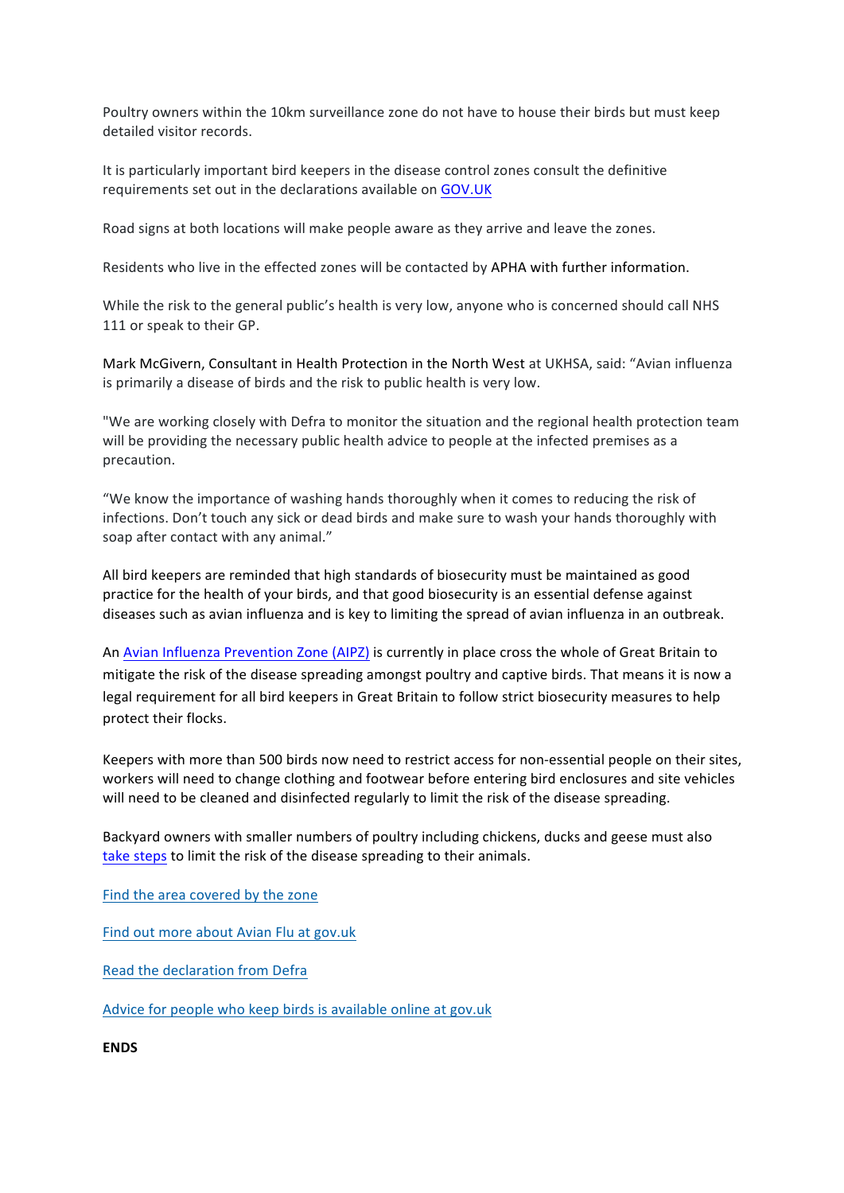Poultry owners within the 10km surveillance zone do not have to house their birds but must keep detailed visitor records.

It is particularly important bird keepers in the disease control zones consult the definitive requirements set out in the declarations available on [GOV.UK]

Road signs at both locations will make people aware as they arrive and leave the zones.

Residents who live in the effected zones will be contacted by APHA with further information.

While the risk to the general public's health is very low, anyone who is concerned should call NHS 111 or speak to their GP.

Mark McGivern, Consultant in Health Protection in the North West at UKHSA, said: "Avian influenza is primarily a disease of birds and the risk to public health is very low.

"We are working closely with Defra to monitor the situation and the regional health protection team will be providing the necessary public health advice to people at the infected premises as a precaution.

"We know the importance of washing hands thoroughly when it comes to reducing the risk of infections. Don't touch any sick or dead birds and make sure to wash your hands thoroughly with soap after contact with any animal."

All bird keepers are reminded that high standards of biosecurity must be maintained as good practice for the health of your birds, and that good biosecurity is an essential defense against diseases such as avian influenza and is key to limiting the spread of avian influenza in an outbreak.

An [Avian Influenza Prevention Zone (AIPZ)] is currently in place cross the whole of Great Britain to mitigate the risk of the disease spreading amongst poultry and captive birds. That means it is now a legal requirement for all bird keepers in Great Britain to follow strict biosecurity measures to help protect their flocks.

Keepers with more than 500 birds now need to restrict access for non-essential people on their sites, workers will need to change clothing and footwear before entering bird enclosures and site vehicles will need to be cleaned and disinfected regularly to limit the risk of the disease spreading.

Backyard owners with smaller numbers of poultry including chickens, ducks and geese must also [take steps] to limit the risk of the disease spreading to their animals.

[Find the area covered by the zone]

[Find out more about Avian Flu at gov.uk]

[Read the declaration from Defra]

[Advice for people who keep birds is available online at gov.uk]

**ENDS**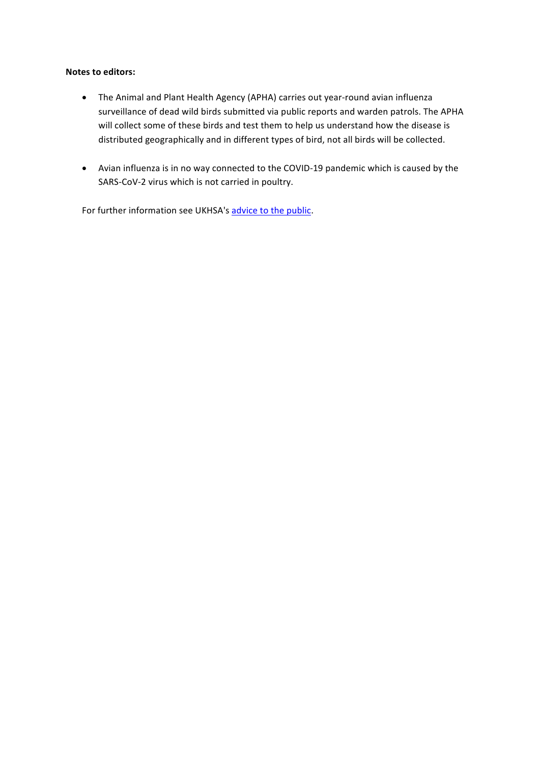**Notes to editors:**

- The Animal and Plant Health Agency (APHA) carries out year-round avian influenza surveillance of dead wild birds submitted via public reports and warden patrols. The APHA will collect some of these birds and test them to help us understand how the disease is distributed geographically and in different types of bird, not all birds will be collected.

- Avian influenza is in no way connected to the COVID-19 pandemic which is caused by the SARS-CoV-2 virus which is not carried in poultry.

For further information see UKHSA's advice to the public.